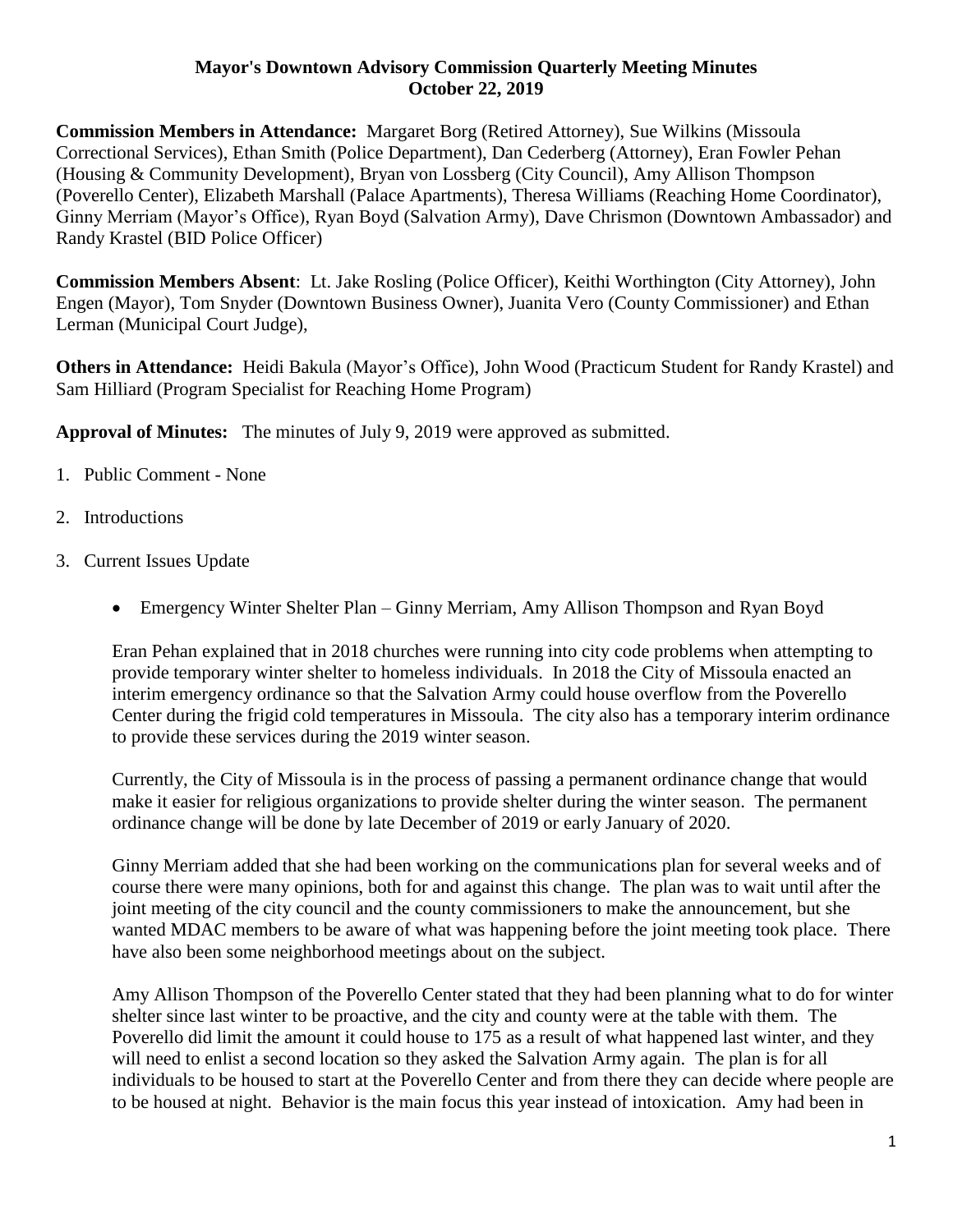**Mayor's Downtown Advisory Commission Quarterly Meeting Minutes**
**October 22, 2019**

**Commission Members in Attendance:** Margaret Borg (Retired Attorney), Sue Wilkins (Missoula Correctional Services), Ethan Smith (Police Department), Dan Cederberg (Attorney), Eran Fowler Pehan (Housing & Community Development), Bryan von Lossberg (City Council), Amy Allison Thompson (Poverello Center), Elizabeth Marshall (Palace Apartments), Theresa Williams (Reaching Home Coordinator), Ginny Merriam (Mayor's Office), Ryan Boyd (Salvation Army), Dave Chrismon (Downtown Ambassador) and Randy Krastel (BID Police Officer)

**Commission Members Absent**: Lt. Jake Rosling (Police Officer), Keithi Worthington (City Attorney), John Engen (Mayor), Tom Snyder (Downtown Business Owner), Juanita Vero (County Commissioner) and Ethan Lerman (Municipal Court Judge),

**Others in Attendance:** Heidi Bakula (Mayor's Office), John Wood (Practicum Student for Randy Krastel) and Sam Hilliard (Program Specialist for Reaching Home Program)

**Approval of Minutes:** The minutes of July 9, 2019 were approved as submitted.

1. Public Comment - None
2. Introductions
3. Current Issues Update

   - Emergency Winter Shelter Plan – Ginny Merriam, Amy Allison Thompson and Ryan Boyd

   Eran Pehan explained that in 2018 churches were running into city code problems when attempting to provide temporary winter shelter to homeless individuals. In 2018 the City of Missoula enacted an interim emergency ordinance so that the Salvation Army could house overflow from the Poverello Center during the frigid cold temperatures in Missoula. The city also has a temporary interim ordinance to provide these services during the 2019 winter season.

   Currently, the City of Missoula is in the process of passing a permanent ordinance change that would make it easier for religious organizations to provide shelter during the winter season. The permanent ordinance change will be done by late December of 2019 or early January of 2020.

   Ginny Merriam added that she had been working on the communications plan for several weeks and of course there were many opinions, both for and against this change. The plan was to wait until after the joint meeting of the city council and the county commissioners to make the announcement, but she wanted MDAC members to be aware of what was happening before the joint meeting took place. There have also been some neighborhood meetings about on the subject.

   Amy Allison Thompson of the Poverello Center stated that they had been planning what to do for winter shelter since last winter to be proactive, and the city and county were at the table with them. The Poverello did limit the amount it could house to 175 as a result of what happened last winter, and they will need to enlist a second location so they asked the Salvation Army again. The plan is for all individuals to be housed to start at the Poverello Center and from there they can decide where people are to be housed at night. Behavior is the main focus this year instead of intoxication. Amy had been in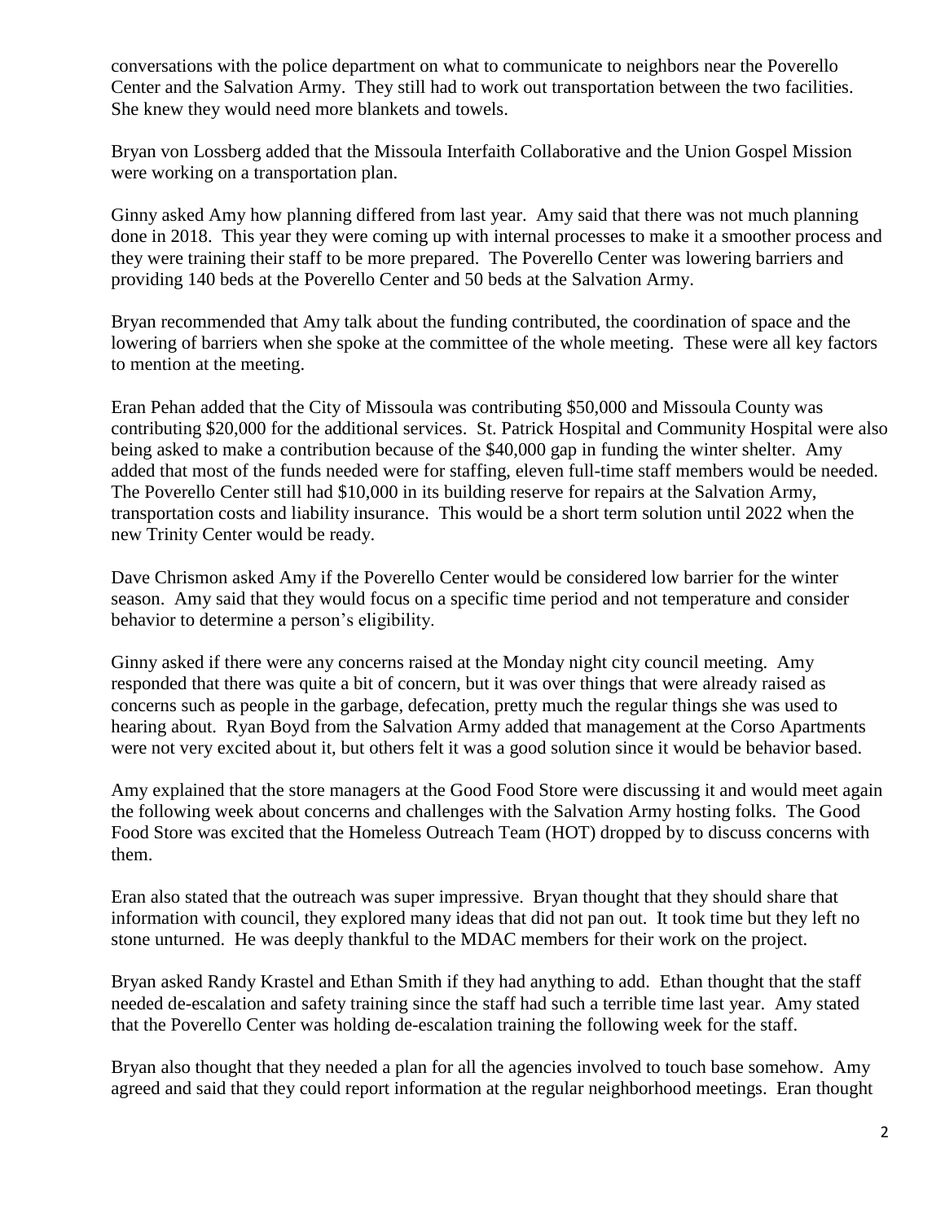conversations with the police department on what to communicate to neighbors near the Poverello Center and the Salvation Army. They still had to work out transportation between the two facilities. She knew they would need more blankets and towels.

Bryan von Lossberg added that the Missoula Interfaith Collaborative and the Union Gospel Mission were working on a transportation plan.

Ginny asked Amy how planning differed from last year. Amy said that there was not much planning done in 2018. This year they were coming up with internal processes to make it a smoother process and they were training their staff to be more prepared. The Poverello Center was lowering barriers and providing 140 beds at the Poverello Center and 50 beds at the Salvation Army.

Bryan recommended that Amy talk about the funding contributed, the coordination of space and the lowering of barriers when she spoke at the committee of the whole meeting. These were all key factors to mention at the meeting.

Eran Pehan added that the City of Missoula was contributing $50,000 and Missoula County was contributing $20,000 for the additional services. St. Patrick Hospital and Community Hospital were also being asked to make a contribution because of the $40,000 gap in funding the winter shelter. Amy added that most of the funds needed were for staffing, eleven full-time staff members would be needed. The Poverello Center still had $10,000 in its building reserve for repairs at the Salvation Army, transportation costs and liability insurance. This would be a short term solution until 2022 when the new Trinity Center would be ready.

Dave Chrismon asked Amy if the Poverello Center would be considered low barrier for the winter season. Amy said that they would focus on a specific time period and not temperature and consider behavior to determine a person's eligibility.

Ginny asked if there were any concerns raised at the Monday night city council meeting. Amy responded that there was quite a bit of concern, but it was over things that were already raised as concerns such as people in the garbage, defecation, pretty much the regular things she was used to hearing about. Ryan Boyd from the Salvation Army added that management at the Corso Apartments were not very excited about it, but others felt it was a good solution since it would be behavior based.

Amy explained that the store managers at the Good Food Store were discussing it and would meet again the following week about concerns and challenges with the Salvation Army hosting folks. The Good Food Store was excited that the Homeless Outreach Team (HOT) dropped by to discuss concerns with them.

Eran also stated that the outreach was super impressive. Bryan thought that they should share that information with council, they explored many ideas that did not pan out. It took time but they left no stone unturned. He was deeply thankful to the MDAC members for their work on the project.

Bryan asked Randy Krastel and Ethan Smith if they had anything to add. Ethan thought that the staff needed de-escalation and safety training since the staff had such a terrible time last year. Amy stated that the Poverello Center was holding de-escalation training the following week for the staff.

Bryan also thought that they needed a plan for all the agencies involved to touch base somehow. Amy agreed and said that they could report information at the regular neighborhood meetings. Eran thought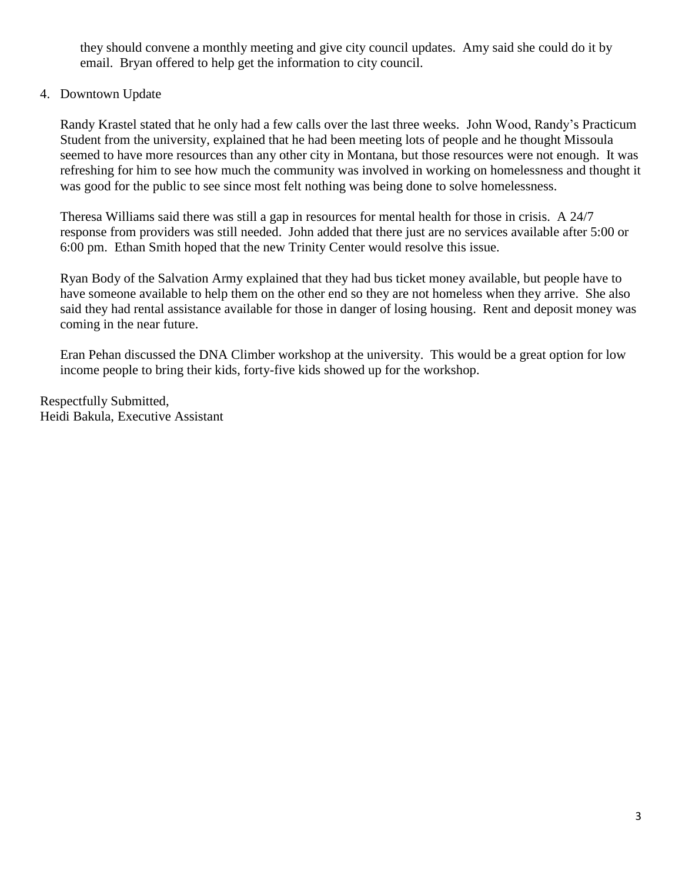they should convene a monthly meeting and give city council updates. Amy said she could do it by email. Bryan offered to help get the information to city council.

4. Downtown Update

   Randy Krastel stated that he only had a few calls over the last three weeks. John Wood, Randy's Practicum Student from the university, explained that he had been meeting lots of people and he thought Missoula seemed to have more resources than any other city in Montana, but those resources were not enough. It was refreshing for him to see how much the community was involved in working on homelessness and thought it was good for the public to see since most felt nothing was being done to solve homelessness.

   Theresa Williams said there was still a gap in resources for mental health for those in crisis. A 24/7 response from providers was still needed. John added that there just are no services available after 5:00 or 6:00 pm. Ethan Smith hoped that the new Trinity Center would resolve this issue.

   Ryan Body of the Salvation Army explained that they had bus ticket money available, but people have to have someone available to help them on the other end so they are not homeless when they arrive. She also said they had rental assistance available for those in danger of losing housing. Rent and deposit money was coming in the near future.

   Eran Pehan discussed the DNA Climber workshop at the university. This would be a great option for low income people to bring their kids, forty-five kids showed up for the workshop.

Respectfully Submitted,
Heidi Bakula, Executive Assistant